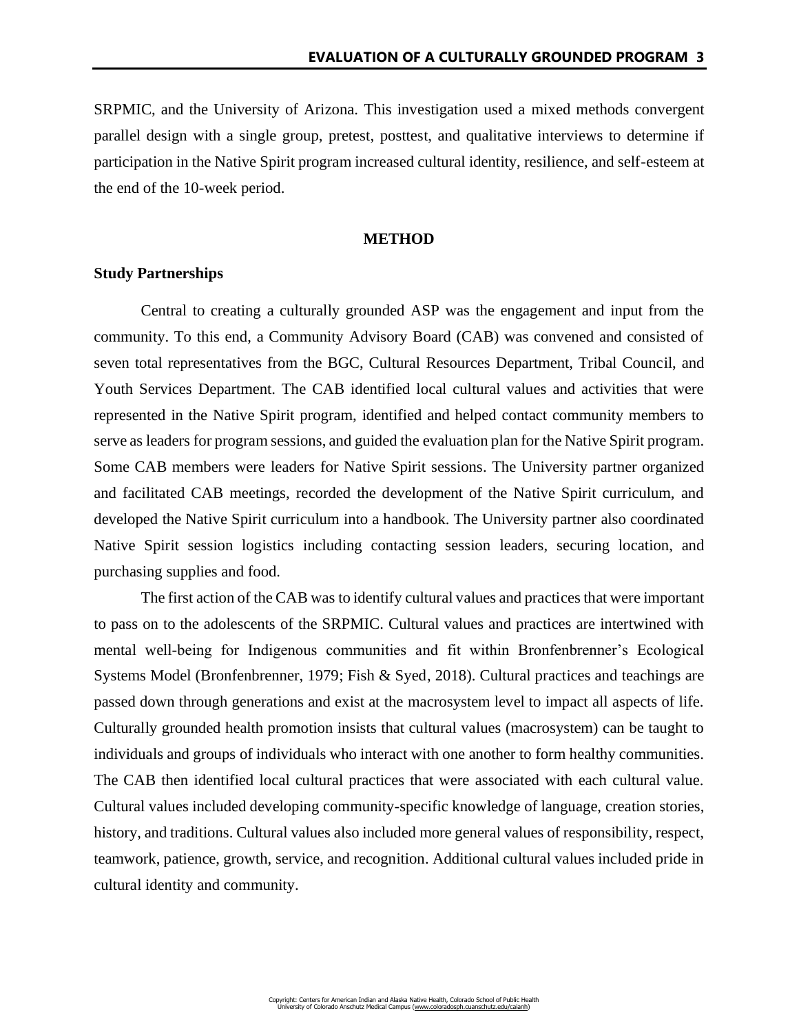SRPMIC, and the University of Arizona. This investigation used a mixed methods convergent parallel design with a single group, pretest, posttest, and qualitative interviews to determine if participation in the Native Spirit program increased cultural identity, resilience, and self-esteem at the end of the 10-week period.

## METHOD

### Study Partnerships

Central to creating a culturally grounded ASP was the engagement and input from the community. To this end, a Community Advisory Board (CAB) was convened and consisted of seven total representatives from the BGC, Cultural Resources Department, Tribal Council, and Youth Services Department. The CAB identified local cultural values and activities that were represented in the Native Spirit program, identified and helped contact community members to serve as leaders for program sessions, and guided the evaluation plan for the Native Spirit program. Some CAB members were leaders for Native Spirit sessions. The University partner organized and facilitated CAB meetings, recorded the development of the Native Spirit curriculum, and developed the Native Spirit curriculum into a handbook. The University partner also coordinated Native Spirit session logistics including contacting session leaders, securing location, and purchasing supplies and food.

The first action of the CAB was to identify cultural values and practices that were important to pass on to the adolescents of the SRPMIC. Cultural values and practices are intertwined with mental well-being for Indigenous communities and fit within Bronfenbrenner's Ecological Systems Model (Bronfenbrenner, 1979; Fish & Syed, 2018). Cultural practices and teachings are passed down through generations and exist at the macrosystem level to impact all aspects of life. Culturally grounded health promotion insists that cultural values (macrosystem) can be taught to individuals and groups of individuals who interact with one another to form healthy communities. The CAB then identified local cultural practices that were associated with each cultural value. Cultural values included developing community-specific knowledge of language, creation stories, history, and traditions. Cultural values also included more general values of responsibility, respect, teamwork, patience, growth, service, and recognition. Additional cultural values included pride in cultural identity and community.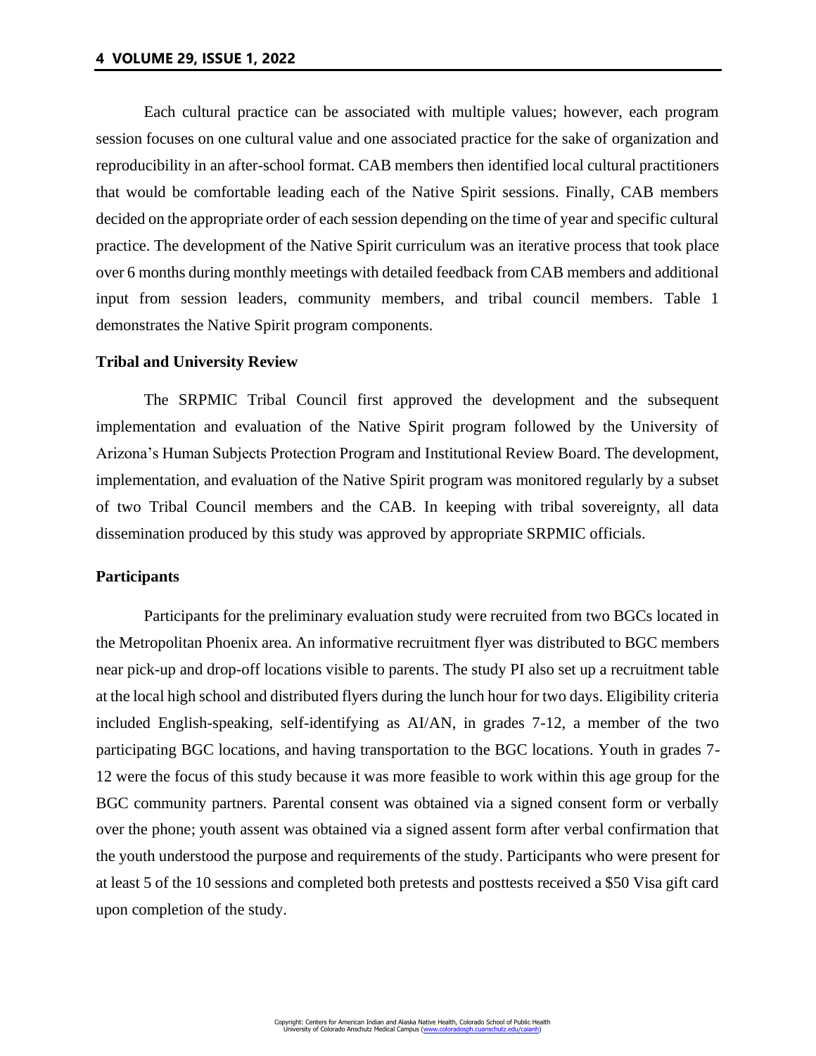Each cultural practice can be associated with multiple values; however, each program session focuses on one cultural value and one associated practice for the sake of organization and reproducibility in an after-school format. CAB members then identified local cultural practitioners that would be comfortable leading each of the Native Spirit sessions. Finally, CAB members decided on the appropriate order of each session depending on the time of year and specific cultural practice. The development of the Native Spirit curriculum was an iterative process that took place over 6 months during monthly meetings with detailed feedback from CAB members and additional input from session leaders, community members, and tribal council members. Table 1 demonstrates the Native Spirit program components.

### Tribal and University Review

The SRPMIC Tribal Council first approved the development and the subsequent implementation and evaluation of the Native Spirit program followed by the University of Arizona's Human Subjects Protection Program and Institutional Review Board. The development, implementation, and evaluation of the Native Spirit program was monitored regularly by a subset of two Tribal Council members and the CAB. In keeping with tribal sovereignty, all data dissemination produced by this study was approved by appropriate SRPMIC officials.

### Participants

Participants for the preliminary evaluation study were recruited from two BGCs located in the Metropolitan Phoenix area. An informative recruitment flyer was distributed to BGC members near pick-up and drop-off locations visible to parents. The study PI also set up a recruitment table at the local high school and distributed flyers during the lunch hour for two days. Eligibility criteria included English-speaking, self-identifying as AI/AN, in grades 7-12, a member of the two participating BGC locations, and having transportation to the BGC locations. Youth in grades 7-12 were the focus of this study because it was more feasible to work within this age group for the BGC community partners. Parental consent was obtained via a signed consent form or verbally over the phone; youth assent was obtained via a signed assent form after verbal confirmation that the youth understood the purpose and requirements of the study. Participants who were present for at least 5 of the 10 sessions and completed both pretests and posttests received a $50 Visa gift card upon completion of the study.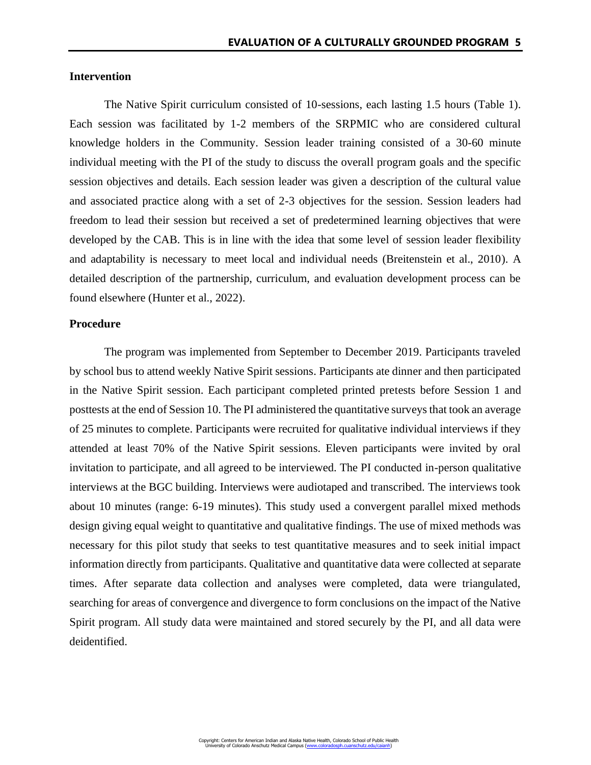## Intervention

The Native Spirit curriculum consisted of 10-sessions, each lasting 1.5 hours (Table 1). Each session was facilitated by 1-2 members of the SRPMIC who are considered cultural knowledge holders in the Community. Session leader training consisted of a 30-60 minute individual meeting with the PI of the study to discuss the overall program goals and the specific session objectives and details. Each session leader was given a description of the cultural value and associated practice along with a set of 2-3 objectives for the session. Session leaders had freedom to lead their session but received a set of predetermined learning objectives that were developed by the CAB. This is in line with the idea that some level of session leader flexibility and adaptability is necessary to meet local and individual needs (Breitenstein et al., 2010). A detailed description of the partnership, curriculum, and evaluation development process can be found elsewhere (Hunter et al., 2022).

## Procedure

The program was implemented from September to December 2019. Participants traveled by school bus to attend weekly Native Spirit sessions. Participants ate dinner and then participated in the Native Spirit session. Each participant completed printed pretests before Session 1 and posttests at the end of Session 10. The PI administered the quantitative surveys that took an average of 25 minutes to complete. Participants were recruited for qualitative individual interviews if they attended at least 70% of the Native Spirit sessions. Eleven participants were invited by oral invitation to participate, and all agreed to be interviewed. The PI conducted in-person qualitative interviews at the BGC building. Interviews were audiotaped and transcribed. The interviews took about 10 minutes (range: 6-19 minutes). This study used a convergent parallel mixed methods design giving equal weight to quantitative and qualitative findings. The use of mixed methods was necessary for this pilot study that seeks to test quantitative measures and to seek initial impact information directly from participants. Qualitative and quantitative data were collected at separate times. After separate data collection and analyses were completed, data were triangulated, searching for areas of convergence and divergence to form conclusions on the impact of the Native Spirit program. All study data were maintained and stored securely by the PI, and all data were deidentified.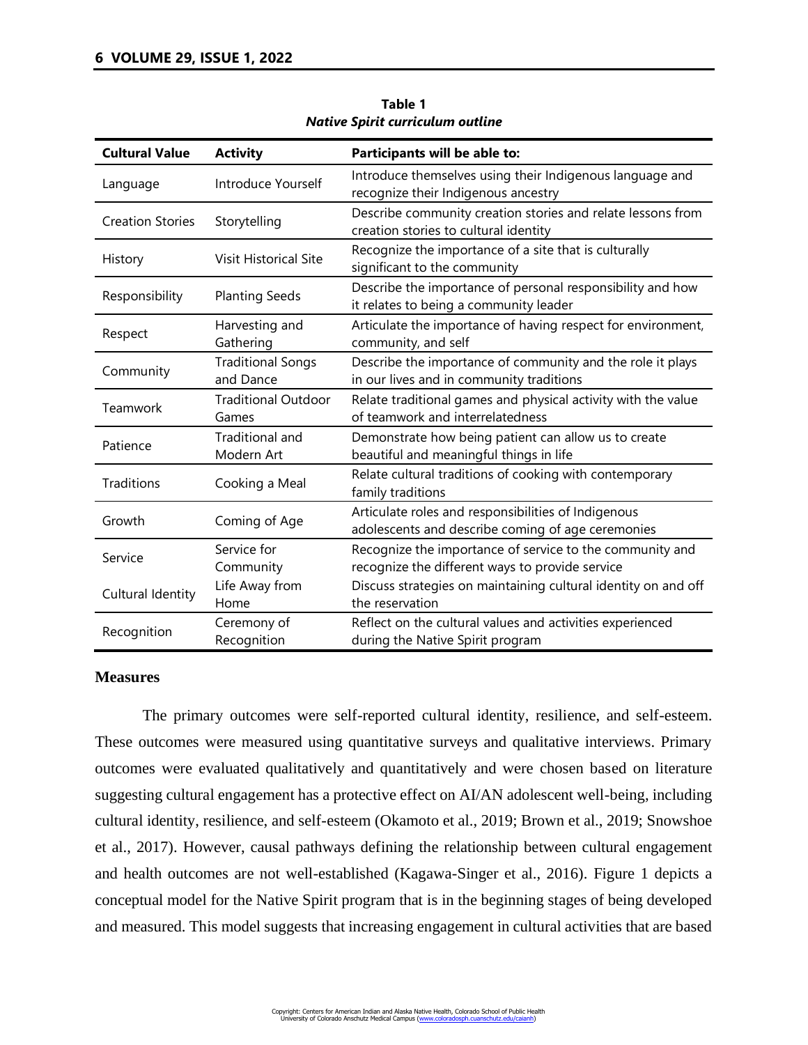**Table 1**
***Native Spirit curriculum outline***

| Cultural Value | Activity | Participants will be able to: |
|---|---|---|
| Language | Introduce Yourself | Introduce themselves using their Indigenous language and recognize their Indigenous ancestry |
| Creation Stories | Storytelling | Describe community creation stories and relate lessons from creation stories to cultural identity |
| History | Visit Historical Site | Recognize the importance of a site that is culturally significant to the community |
| Responsibility | Planting Seeds | Describe the importance of personal responsibility and how it relates to being a community leader |
| Respect | Harvesting and Gathering | Articulate the importance of having respect for environment, community, and self |
| Community | Traditional Songs and Dance | Describe the importance of community and the role it plays in our lives and in community traditions |
| Teamwork | Traditional Outdoor Games | Relate traditional games and physical activity with the value of teamwork and interrelatedness |
| Patience | Traditional and Modern Art | Demonstrate how being patient can allow us to create beautiful and meaningful things in life |
| Traditions | Cooking a Meal | Relate cultural traditions of cooking with contemporary family traditions |
| Growth | Coming of Age | Articulate roles and responsibilities of Indigenous adolescents and describe coming of age ceremonies |
| Service | Service for Community | Recognize the importance of service to the community and recognize the different ways to provide service |
| Cultural Identity | Life Away from Home | Discuss strategies on maintaining cultural identity on and off the reservation |
| Recognition | Ceremony of Recognition | Reflect on the cultural values and activities experienced during the Native Spirit program |

## Measures

The primary outcomes were self-reported cultural identity, resilience, and self-esteem. These outcomes were measured using quantitative surveys and qualitative interviews. Primary outcomes were evaluated qualitatively and quantitatively and were chosen based on literature suggesting cultural engagement has a protective effect on AI/AN adolescent well-being, including cultural identity, resilience, and self-esteem (Okamoto et al., 2019; Brown et al., 2019; Snowshoe et al., 2017). However, causal pathways defining the relationship between cultural engagement and health outcomes are not well-established (Kagawa-Singer et al., 2016). Figure 1 depicts a conceptual model for the Native Spirit program that is in the beginning stages of being developed and measured. This model suggests that increasing engagement in cultural activities that are based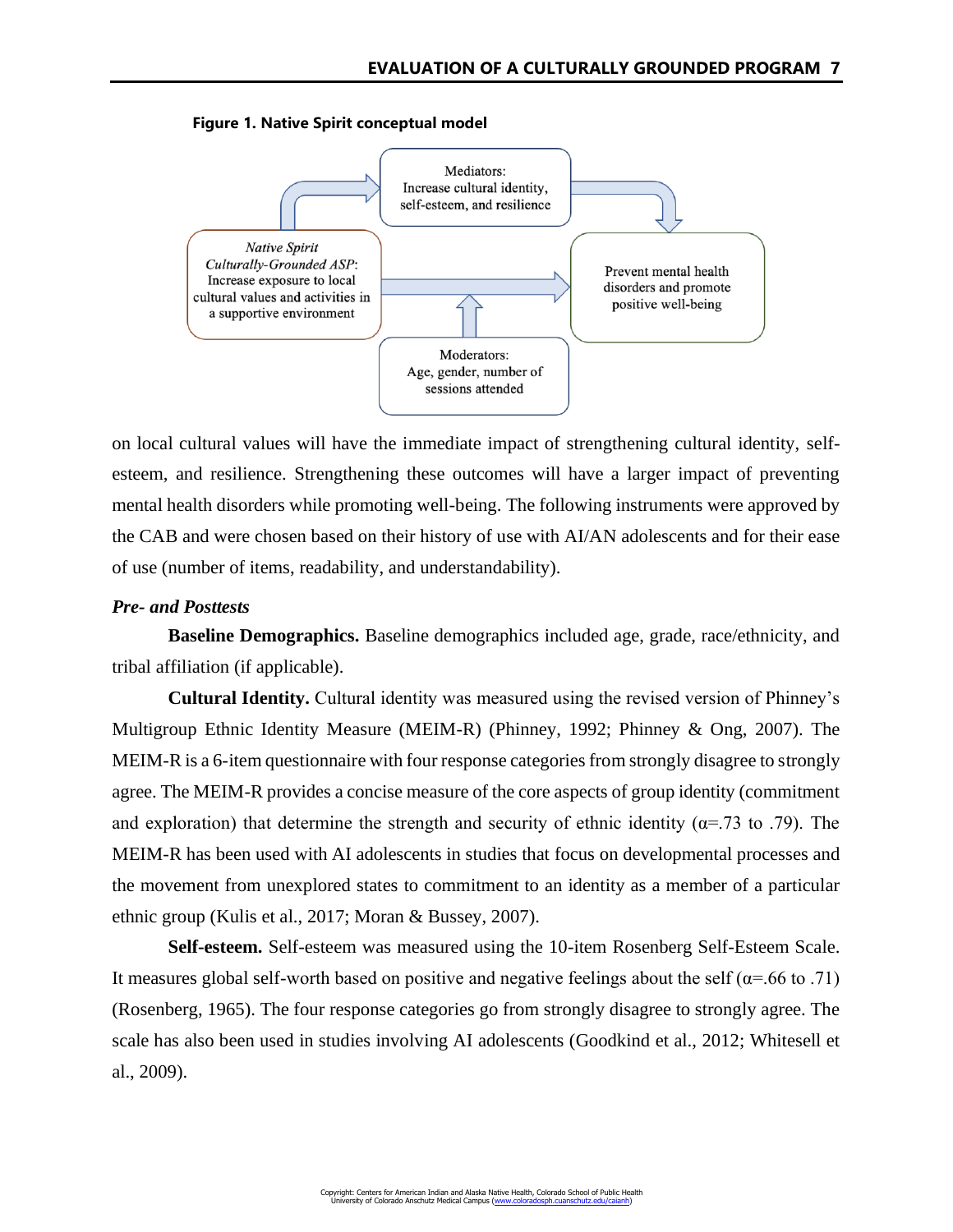**Figure 1. Native Spirit conceptual model**

Mediators: Increase cultural identity, self-esteem, and resilience

*Native Spirit Culturally-Grounded ASP*: Increase exposure to local cultural values and activities in a supportive environment

Prevent mental health disorders and promote positive well-being

Moderators: Age, gender, number of sessions attended

on local cultural values will have the immediate impact of strengthening cultural identity, self-esteem, and resilience. Strengthening these outcomes will have a larger impact of preventing mental health disorders while promoting well-being. The following instruments were approved by the CAB and were chosen based on their history of use with AI/AN adolescents and for their ease of use (number of items, readability, and understandability).

### *Pre- and Posttests*

**Baseline Demographics.** Baseline demographics included age, grade, race/ethnicity, and tribal affiliation (if applicable).

**Cultural Identity.** Cultural identity was measured using the revised version of Phinney's Multigroup Ethnic Identity Measure (MEIM-R) (Phinney, 1992; Phinney & Ong, 2007). The MEIM-R is a 6-item questionnaire with four response categories from strongly disagree to strongly agree. The MEIM-R provides a concise measure of the core aspects of group identity (commitment and exploration) that determine the strength and security of ethnic identity ($\alpha$=.73 to .79). The MEIM-R has been used with AI adolescents in studies that focus on developmental processes and the movement from unexplored states to commitment to an identity as a member of a particular ethnic group (Kulis et al., 2017; Moran & Bussey, 2007).

**Self-esteem.** Self-esteem was measured using the 10-item Rosenberg Self-Esteem Scale. It measures global self-worth based on positive and negative feelings about the self ($\alpha$=.66 to .71) (Rosenberg, 1965). The four response categories go from strongly disagree to strongly agree. The scale has also been used in studies involving AI adolescents (Goodkind et al., 2012; Whitesell et al., 2009).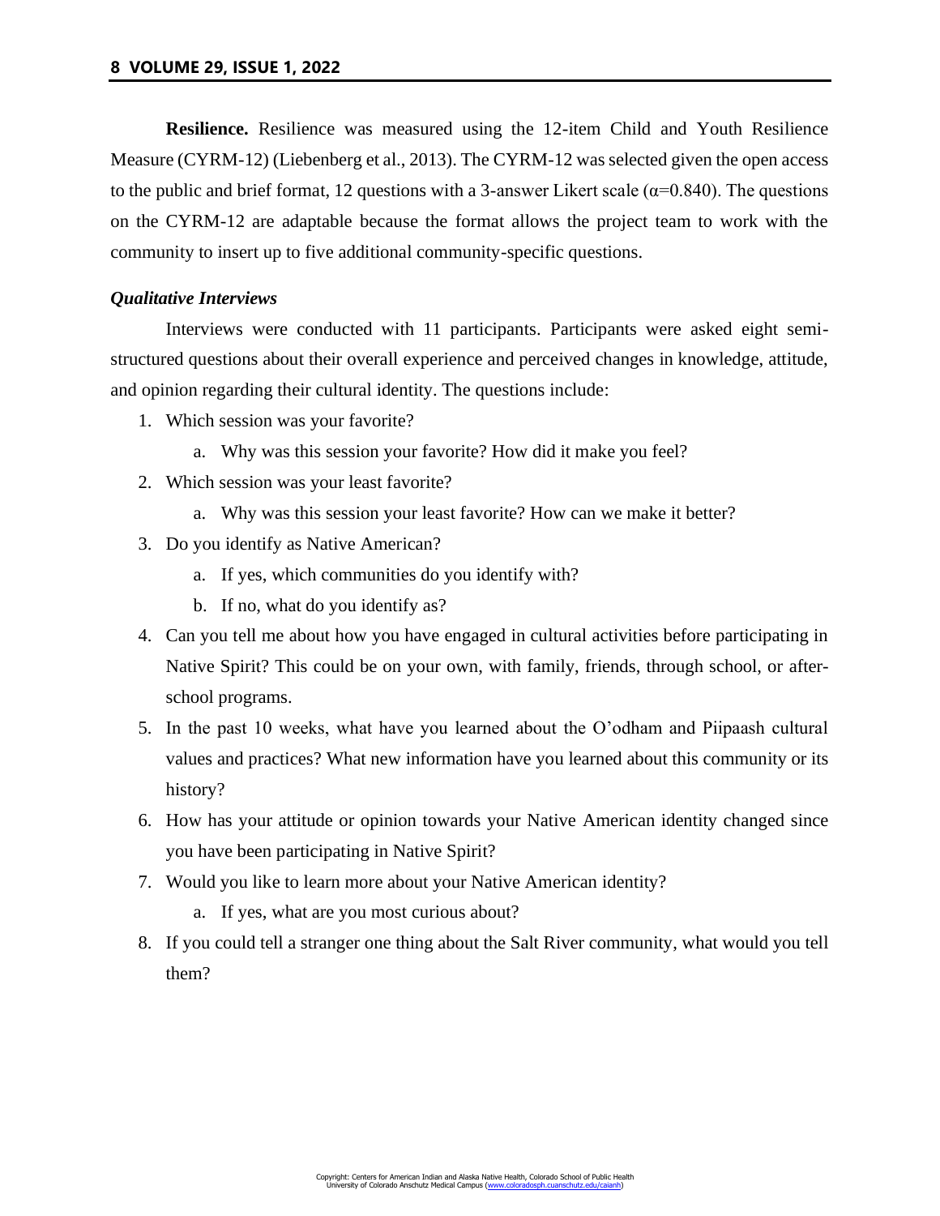**Resilience.** Resilience was measured using the 12-item Child and Youth Resilience Measure (CYRM-12) (Liebenberg et al., 2013). The CYRM-12 was selected given the open access to the public and brief format, 12 questions with a 3-answer Likert scale ($\alpha$=0.840). The questions on the CYRM-12 are adaptable because the format allows the project team to work with the community to insert up to five additional community-specific questions.

### *Qualitative Interviews*

Interviews were conducted with 11 participants. Participants were asked eight semi-structured questions about their overall experience and perceived changes in knowledge, attitude, and opinion regarding their cultural identity. The questions include:

1. Which session was your favorite?
    a. Why was this session your favorite? How did it make you feel?
2. Which session was your least favorite?
    a. Why was this session your least favorite? How can we make it better?
3. Do you identify as Native American?
    a. If yes, which communities do you identify with?
    b. If no, what do you identify as?
4. Can you tell me about how you have engaged in cultural activities before participating in Native Spirit? This could be on your own, with family, friends, through school, or after-school programs.
5. In the past 10 weeks, what have you learned about the O'odham and Piipaash cultural values and practices? What new information have you learned about this community or its history?
6. How has your attitude or opinion towards your Native American identity changed since you have been participating in Native Spirit?
7. Would you like to learn more about your Native American identity?
    a. If yes, what are you most curious about?
8. If you could tell a stranger one thing about the Salt River community, what would you tell them?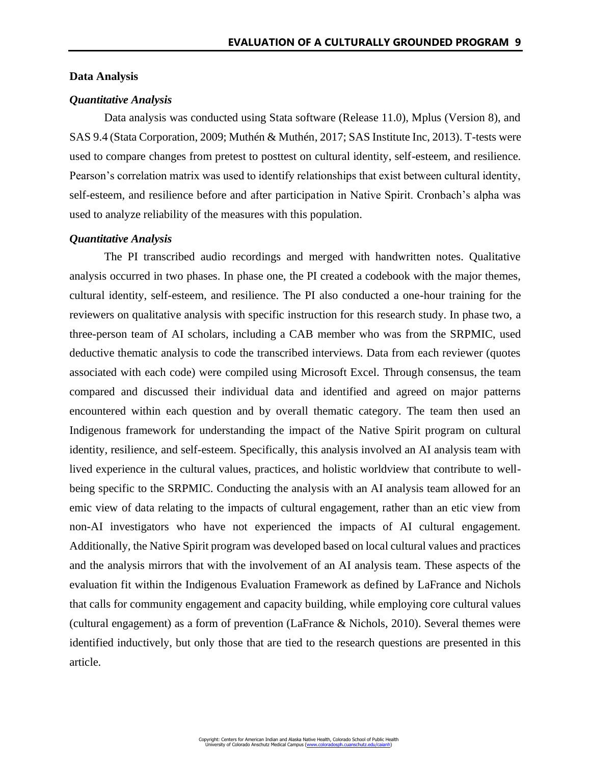## Data Analysis

### *Quantitative Analysis*

Data analysis was conducted using Stata software (Release 11.0), Mplus (Version 8), and SAS 9.4 (Stata Corporation, 2009; Muthén & Muthén, 2017; SAS Institute Inc, 2013). T-tests were used to compare changes from pretest to posttest on cultural identity, self-esteem, and resilience. Pearson's correlation matrix was used to identify relationships that exist between cultural identity, self-esteem, and resilience before and after participation in Native Spirit. Cronbach's alpha was used to analyze reliability of the measures with this population.

### *Quantitative Analysis*

The PI transcribed audio recordings and merged with handwritten notes. Qualitative analysis occurred in two phases. In phase one, the PI created a codebook with the major themes, cultural identity, self-esteem, and resilience. The PI also conducted a one-hour training for the reviewers on qualitative analysis with specific instruction for this research study. In phase two, a three-person team of AI scholars, including a CAB member who was from the SRPMIC, used deductive thematic analysis to code the transcribed interviews. Data from each reviewer (quotes associated with each code) were compiled using Microsoft Excel. Through consensus, the team compared and discussed their individual data and identified and agreed on major patterns encountered within each question and by overall thematic category. The team then used an Indigenous framework for understanding the impact of the Native Spirit program on cultural identity, resilience, and self-esteem. Specifically, this analysis involved an AI analysis team with lived experience in the cultural values, practices, and holistic worldview that contribute to well-being specific to the SRPMIC. Conducting the analysis with an AI analysis team allowed for an emic view of data relating to the impacts of cultural engagement, rather than an etic view from non-AI investigators who have not experienced the impacts of AI cultural engagement. Additionally, the Native Spirit program was developed based on local cultural values and practices and the analysis mirrors that with the involvement of an AI analysis team. These aspects of the evaluation fit within the Indigenous Evaluation Framework as defined by LaFrance and Nichols that calls for community engagement and capacity building, while employing core cultural values (cultural engagement) as a form of prevention (LaFrance & Nichols, 2010). Several themes were identified inductively, but only those that are tied to the research questions are presented in this article.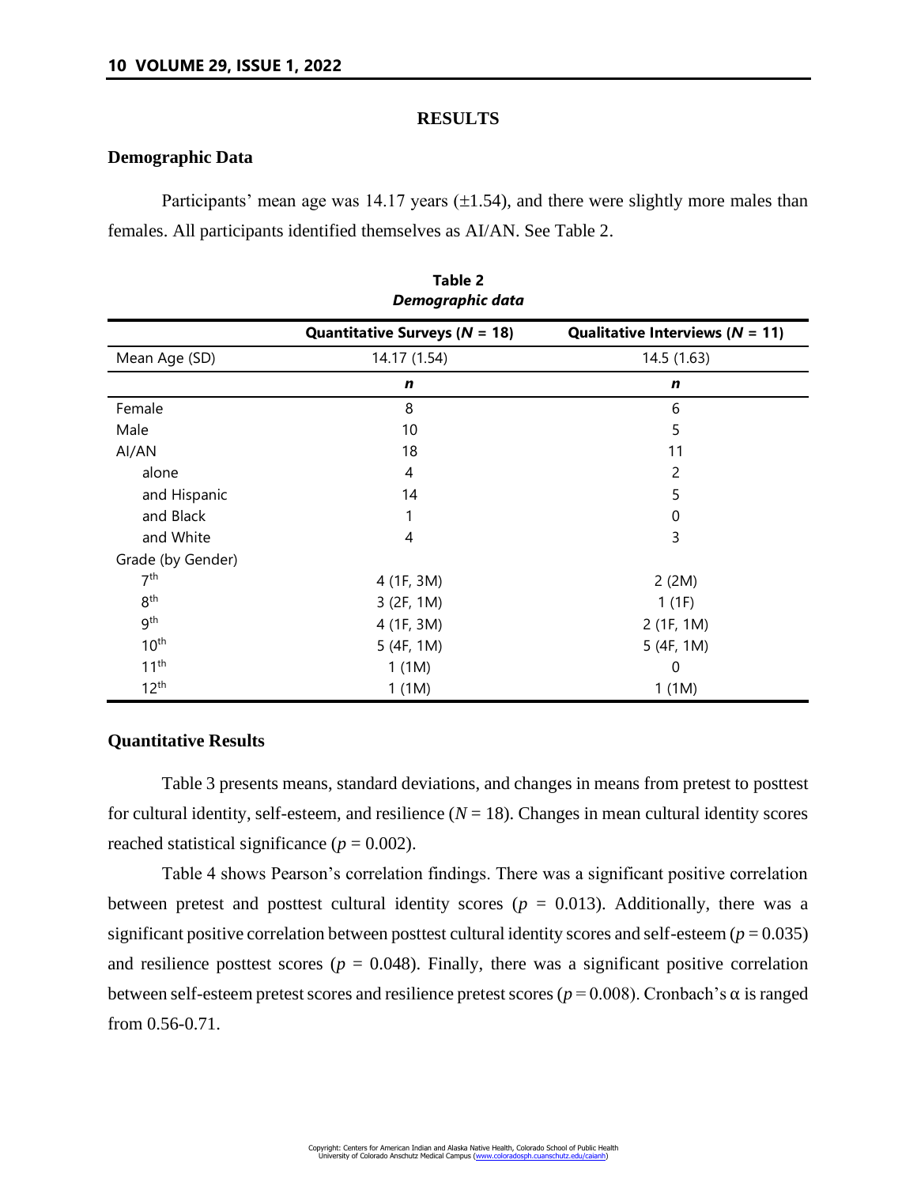## RESULTS

### Demographic Data

Participants' mean age was 14.17 years (±1.54), and there were slightly more males than females. All participants identified themselves as AI/AN. See Table 2.

**Table 2**
***Demographic data***

| | Quantitative Surveys ($N$ = 18) | Qualitative Interviews ($N$ = 11) |
|---|---|---|
| Mean Age (SD) | 14.17 (1.54) | 14.5 (1.63) |
| | ***n*** | ***n*** |
| Female | 8 | 6 |
| Male | 10 | 5 |
| AI/AN | 18 | 11 |
| alone | 4 | 2 |
| and Hispanic | 14 | 5 |
| and Black | 1 | 0 |
| and White | 4 | 3 |
| Grade (by Gender) | | |
| 7th | 4 (1F, 3M) | 2 (2M) |
| 8th | 3 (2F, 1M) | 1 (1F) |
| 9th | 4 (1F, 3M) | 2 (1F, 1M) |
| 10th | 5 (4F, 1M) | 5 (4F, 1M) |
| 11th | 1 (1M) | 0 |
| 12th | 1 (1M) | 1 (1M) |

### Quantitative Results

Table 3 presents means, standard deviations, and changes in means from pretest to posttest for cultural identity, self-esteem, and resilience ($N$ = 18). Changes in mean cultural identity scores reached statistical significance ($p$ = 0.002).

Table 4 shows Pearson's correlation findings. There was a significant positive correlation between pretest and posttest cultural identity scores ($p$ = 0.013). Additionally, there was a significant positive correlation between posttest cultural identity scores and self-esteem ($p$ = 0.035) and resilience posttest scores ($p$ = 0.048). Finally, there was a significant positive correlation between self-esteem pretest scores and resilience pretest scores ($p$ = 0.008). Cronbach's α is ranged from 0.56-0.71.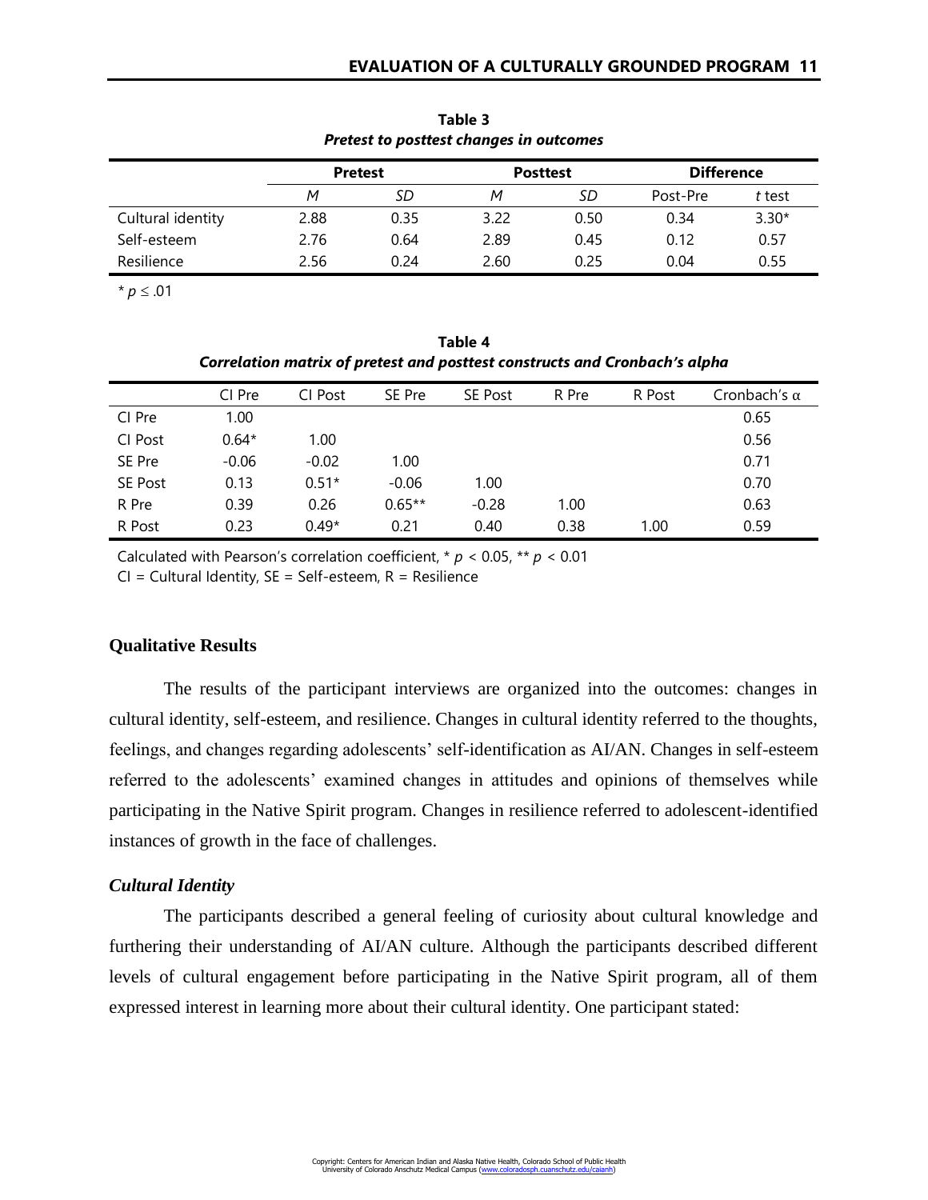**Table 3**
***Pretest to posttest changes in outcomes***

| | Pretest | | Posttest | | Difference | |
|---|---|---|---|---|---|---|
| | *M* | *SD* | *M* | *SD* | Post-Pre | *t* test |
| Cultural identity | 2.88 | 0.35 | 3.22 | 0.50 | 0.34 | 3.30* |
| Self-esteem | 2.76 | 0.64 | 2.89 | 0.45 | 0.12 | 0.57 |
| Resilience | 2.56 | 0.24 | 2.60 | 0.25 | 0.04 | 0.55 |

* $p \leq .01$

**Table 4**
***Correlation matrix of pretest and posttest constructs and Cronbach's alpha***

| | CI Pre | CI Post | SE Pre | SE Post | R Pre | R Post | Cronbach's α |
|---|---|---|---|---|---|---|---|
| CI Pre | 1.00 | | | | | | 0.65 |
| CI Post | 0.64* | 1.00 | | | | | 0.56 |
| SE Pre | -0.06 | -0.02 | 1.00 | | | | 0.71 |
| SE Post | 0.13 | 0.51* | -0.06 | 1.00 | | | 0.70 |
| R Pre | 0.39 | 0.26 | 0.65** | -0.28 | 1.00 | | 0.63 |
| R Post | 0.23 | 0.49* | 0.21 | 0.40 | 0.38 | 1.00 | 0.59 |

Calculated with Pearson's correlation coefficient, * $p < 0.05$, ** $p < 0.01$
CI = Cultural Identity, SE = Self-esteem, R = Resilience

## Qualitative Results

The results of the participant interviews are organized into the outcomes: changes in cultural identity, self-esteem, and resilience. Changes in cultural identity referred to the thoughts, feelings, and changes regarding adolescents' self-identification as AI/AN. Changes in self-esteem referred to the adolescents' examined changes in attitudes and opinions of themselves while participating in the Native Spirit program. Changes in resilience referred to adolescent-identified instances of growth in the face of challenges.

### *Cultural Identity*

The participants described a general feeling of curiosity about cultural knowledge and furthering their understanding of AI/AN culture. Although the participants described different levels of cultural engagement before participating in the Native Spirit program, all of them expressed interest in learning more about their cultural identity. One participant stated: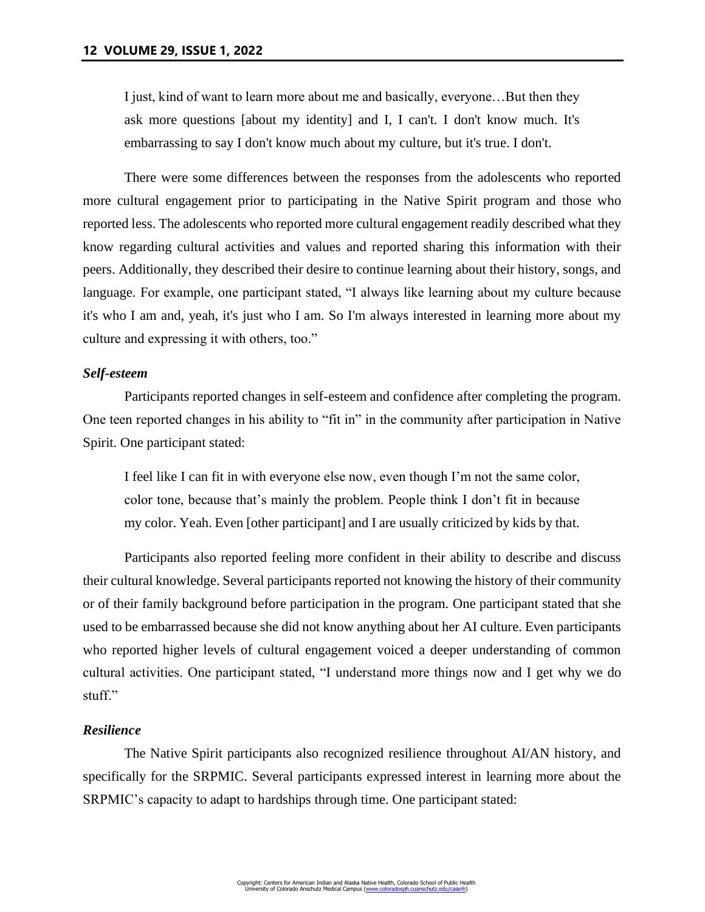> I just, kind of want to learn more about me and basically, everyone…But then they ask more questions [about my identity] and I, I can't. I don't know much. It's embarrassing to say I don't know much about my culture, but it's true. I don't.

There were some differences between the responses from the adolescents who reported more cultural engagement prior to participating in the Native Spirit program and those who reported less. The adolescents who reported more cultural engagement readily described what they know regarding cultural activities and values and reported sharing this information with their peers. Additionally, they described their desire to continue learning about their history, songs, and language. For example, one participant stated, "I always like learning about my culture because it's who I am and, yeah, it's just who I am. So I'm always interested in learning more about my culture and expressing it with others, too."

### *Self-esteem*

Participants reported changes in self-esteem and confidence after completing the program. One teen reported changes in his ability to "fit in" in the community after participation in Native Spirit. One participant stated:

> I feel like I can fit in with everyone else now, even though I'm not the same color, color tone, because that's mainly the problem. People think I don't fit in because my color. Yeah. Even [other participant] and I are usually criticized by kids by that.

Participants also reported feeling more confident in their ability to describe and discuss their cultural knowledge. Several participants reported not knowing the history of their community or of their family background before participation in the program. One participant stated that she used to be embarrassed because she did not know anything about her AI culture. Even participants who reported higher levels of cultural engagement voiced a deeper understanding of common cultural activities. One participant stated, "I understand more things now and I get why we do stuff."

### *Resilience*

The Native Spirit participants also recognized resilience throughout AI/AN history, and specifically for the SRPMIC. Several participants expressed interest in learning more about the SRPMIC's capacity to adapt to hardships through time. One participant stated: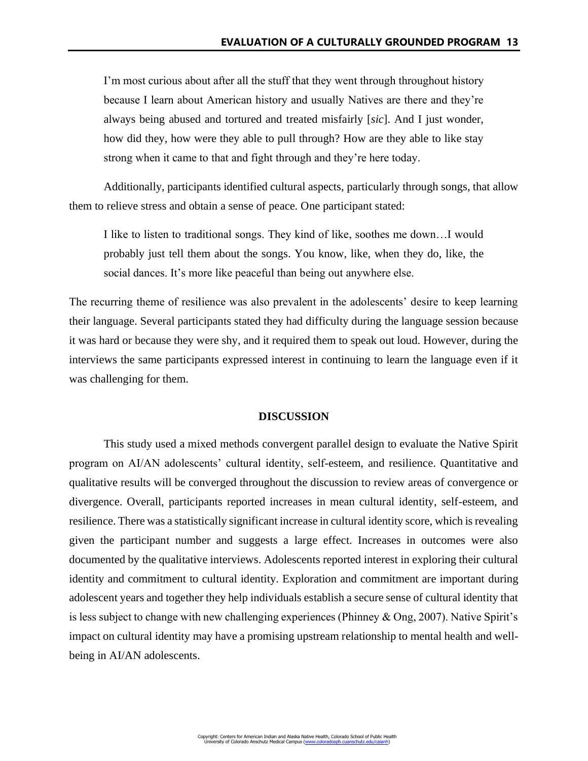> I'm most curious about after all the stuff that they went through throughout history because I learn about American history and usually Natives are there and they're always being abused and tortured and treated misfairly [*sic*]. And I just wonder, how did they, how were they able to pull through? How are they able to like stay strong when it came to that and fight through and they're here today.

Additionally, participants identified cultural aspects, particularly through songs, that allow them to relieve stress and obtain a sense of peace. One participant stated:

> I like to listen to traditional songs. They kind of like, soothes me down…I would probably just tell them about the songs. You know, like, when they do, like, the social dances. It's more like peaceful than being out anywhere else.

The recurring theme of resilience was also prevalent in the adolescents' desire to keep learning their language. Several participants stated they had difficulty during the language session because it was hard or because they were shy, and it required them to speak out loud. However, during the interviews the same participants expressed interest in continuing to learn the language even if it was challenging for them.

## DISCUSSION

This study used a mixed methods convergent parallel design to evaluate the Native Spirit program on AI/AN adolescents' cultural identity, self-esteem, and resilience. Quantitative and qualitative results will be converged throughout the discussion to review areas of convergence or divergence. Overall, participants reported increases in mean cultural identity, self-esteem, and resilience. There was a statistically significant increase in cultural identity score, which is revealing given the participant number and suggests a large effect. Increases in outcomes were also documented by the qualitative interviews. Adolescents reported interest in exploring their cultural identity and commitment to cultural identity. Exploration and commitment are important during adolescent years and together they help individuals establish a secure sense of cultural identity that is less subject to change with new challenging experiences (Phinney & Ong, 2007). Native Spirit's impact on cultural identity may have a promising upstream relationship to mental health and well-being in AI/AN adolescents.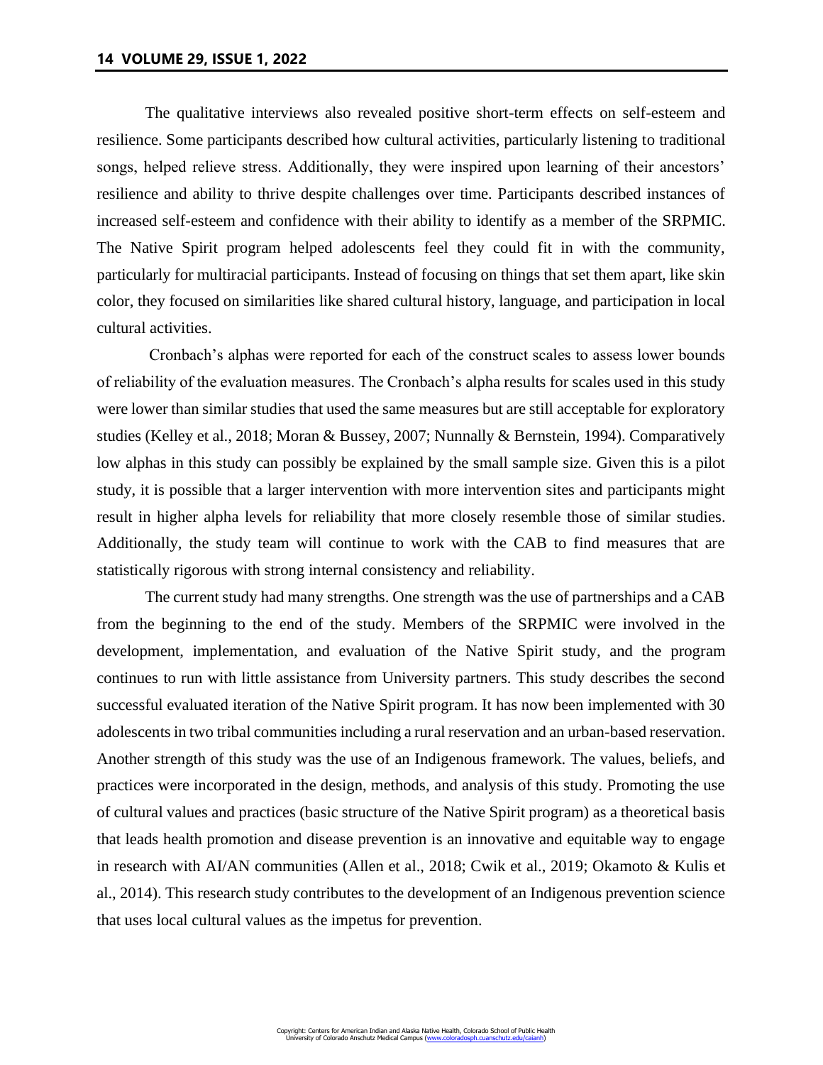The qualitative interviews also revealed positive short-term effects on self-esteem and resilience. Some participants described how cultural activities, particularly listening to traditional songs, helped relieve stress. Additionally, they were inspired upon learning of their ancestors' resilience and ability to thrive despite challenges over time. Participants described instances of increased self-esteem and confidence with their ability to identify as a member of the SRPMIC. The Native Spirit program helped adolescents feel they could fit in with the community, particularly for multiracial participants. Instead of focusing on things that set them apart, like skin color, they focused on similarities like shared cultural history, language, and participation in local cultural activities.

Cronbach's alphas were reported for each of the construct scales to assess lower bounds of reliability of the evaluation measures. The Cronbach's alpha results for scales used in this study were lower than similar studies that used the same measures but are still acceptable for exploratory studies (Kelley et al., 2018; Moran & Bussey, 2007; Nunnally & Bernstein, 1994). Comparatively low alphas in this study can possibly be explained by the small sample size. Given this is a pilot study, it is possible that a larger intervention with more intervention sites and participants might result in higher alpha levels for reliability that more closely resemble those of similar studies. Additionally, the study team will continue to work with the CAB to find measures that are statistically rigorous with strong internal consistency and reliability.

The current study had many strengths. One strength was the use of partnerships and a CAB from the beginning to the end of the study. Members of the SRPMIC were involved in the development, implementation, and evaluation of the Native Spirit study, and the program continues to run with little assistance from University partners. This study describes the second successful evaluated iteration of the Native Spirit program. It has now been implemented with 30 adolescents in two tribal communities including a rural reservation and an urban-based reservation. Another strength of this study was the use of an Indigenous framework. The values, beliefs, and practices were incorporated in the design, methods, and analysis of this study. Promoting the use of cultural values and practices (basic structure of the Native Spirit program) as a theoretical basis that leads health promotion and disease prevention is an innovative and equitable way to engage in research with AI/AN communities (Allen et al., 2018; Cwik et al., 2019; Okamoto & Kulis et al., 2014). This research study contributes to the development of an Indigenous prevention science that uses local cultural values as the impetus for prevention.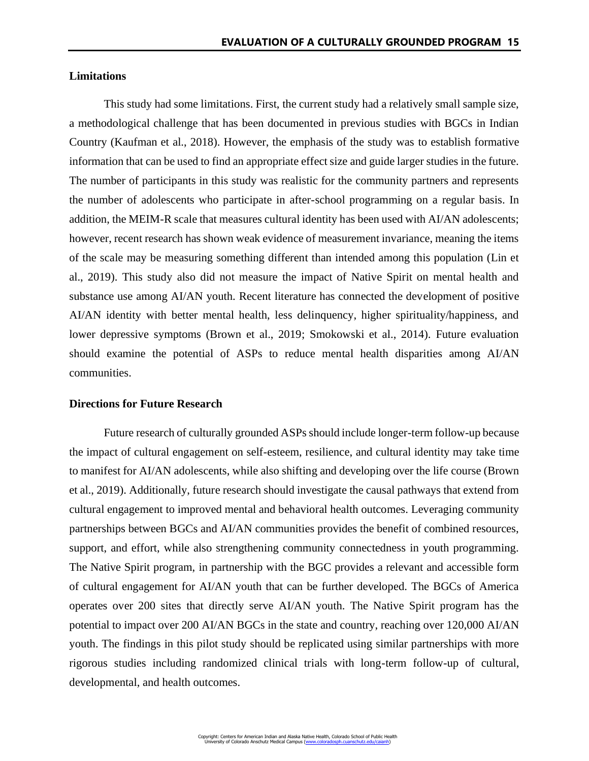## Limitations

This study had some limitations. First, the current study had a relatively small sample size, a methodological challenge that has been documented in previous studies with BGCs in Indian Country (Kaufman et al., 2018). However, the emphasis of the study was to establish formative information that can be used to find an appropriate effect size and guide larger studies in the future. The number of participants in this study was realistic for the community partners and represents the number of adolescents who participate in after-school programming on a regular basis. In addition, the MEIM-R scale that measures cultural identity has been used with AI/AN adolescents; however, recent research has shown weak evidence of measurement invariance, meaning the items of the scale may be measuring something different than intended among this population (Lin et al., 2019). This study also did not measure the impact of Native Spirit on mental health and substance use among AI/AN youth. Recent literature has connected the development of positive AI/AN identity with better mental health, less delinquency, higher spirituality/happiness, and lower depressive symptoms (Brown et al., 2019; Smokowski et al., 2014). Future evaluation should examine the potential of ASPs to reduce mental health disparities among AI/AN communities.

## Directions for Future Research

Future research of culturally grounded ASPs should include longer-term follow-up because the impact of cultural engagement on self-esteem, resilience, and cultural identity may take time to manifest for AI/AN adolescents, while also shifting and developing over the life course (Brown et al., 2019). Additionally, future research should investigate the causal pathways that extend from cultural engagement to improved mental and behavioral health outcomes. Leveraging community partnerships between BGCs and AI/AN communities provides the benefit of combined resources, support, and effort, while also strengthening community connectedness in youth programming. The Native Spirit program, in partnership with the BGC provides a relevant and accessible form of cultural engagement for AI/AN youth that can be further developed. The BGCs of America operates over 200 sites that directly serve AI/AN youth. The Native Spirit program has the potential to impact over 200 AI/AN BGCs in the state and country, reaching over 120,000 AI/AN youth. The findings in this pilot study should be replicated using similar partnerships with more rigorous studies including randomized clinical trials with long-term follow-up of cultural, developmental, and health outcomes.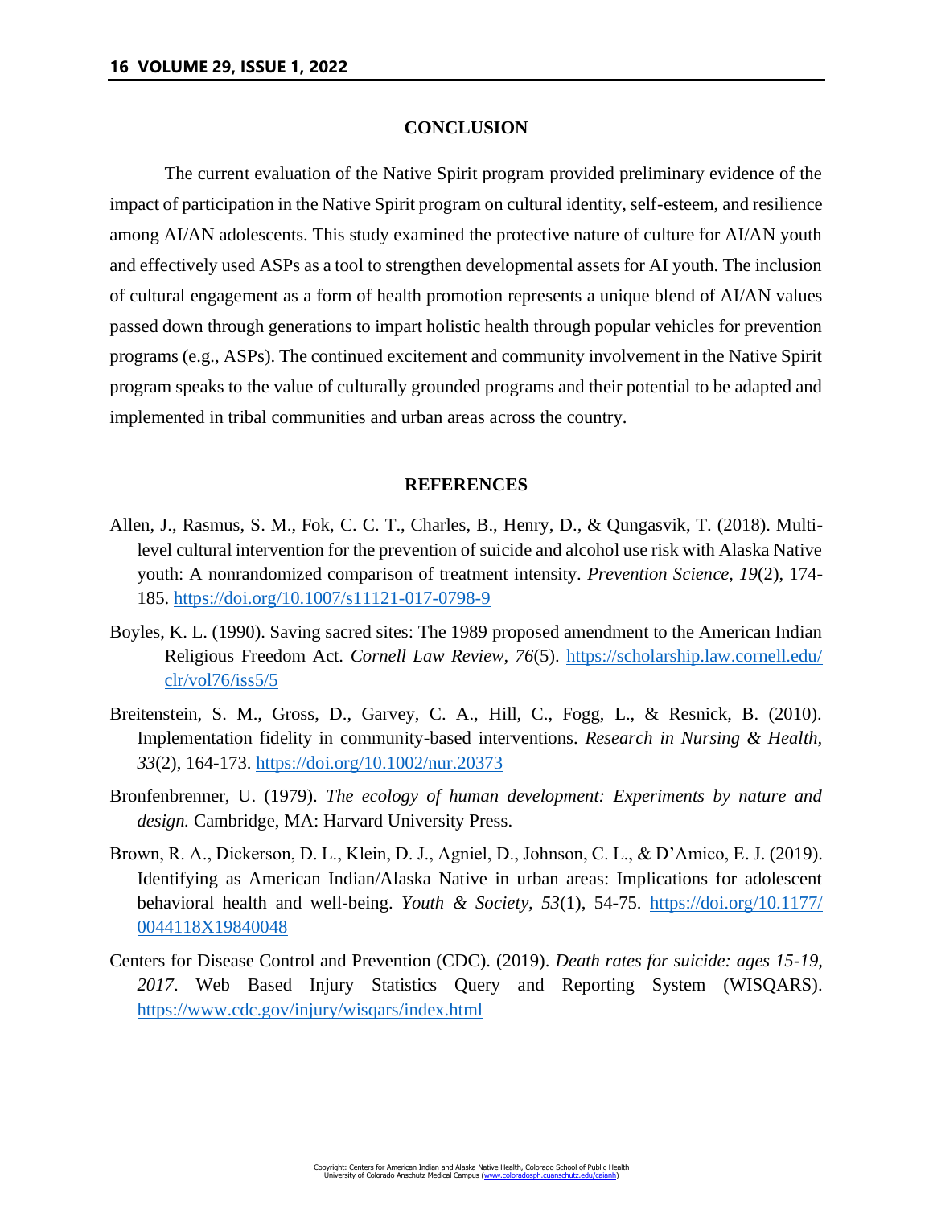## CONCLUSION

The current evaluation of the Native Spirit program provided preliminary evidence of the impact of participation in the Native Spirit program on cultural identity, self-esteem, and resilience among AI/AN adolescents. This study examined the protective nature of culture for AI/AN youth and effectively used ASPs as a tool to strengthen developmental assets for AI youth. The inclusion of cultural engagement as a form of health promotion represents a unique blend of AI/AN values passed down through generations to impart holistic health through popular vehicles for prevention programs (e.g., ASPs). The continued excitement and community involvement in the Native Spirit program speaks to the value of culturally grounded programs and their potential to be adapted and implemented in tribal communities and urban areas across the country.

## REFERENCES

Allen, J., Rasmus, S. M., Fok, C. C. T., Charles, B., Henry, D., & Qungasvik, T. (2018). Multi-level cultural intervention for the prevention of suicide and alcohol use risk with Alaska Native youth: A nonrandomized comparison of treatment intensity. *Prevention Science, 19*(2), 174-185. https://doi.org/10.1007/s11121-017-0798-9

Boyles, K. L. (1990). Saving sacred sites: The 1989 proposed amendment to the American Indian Religious Freedom Act. *Cornell Law Review, 76*(5). https://scholarship.law.cornell.edu/clr/vol76/iss5/5

Breitenstein, S. M., Gross, D., Garvey, C. A., Hill, C., Fogg, L., & Resnick, B. (2010). Implementation fidelity in community-based interventions. *Research in Nursing & Health, 33*(2), 164-173. https://doi.org/10.1002/nur.20373

Bronfenbrenner, U. (1979). *The ecology of human development: Experiments by nature and design.* Cambridge, MA: Harvard University Press.

Brown, R. A., Dickerson, D. L., Klein, D. J., Agniel, D., Johnson, C. L., & D'Amico, E. J. (2019). Identifying as American Indian/Alaska Native in urban areas: Implications for adolescent behavioral health and well-being. *Youth & Society, 53*(1), 54-75. https://doi.org/10.1177/0044118X19840048

Centers for Disease Control and Prevention (CDC). (2019). *Death rates for suicide: ages 15-19, 2017*. Web Based Injury Statistics Query and Reporting System (WISQARS). https://www.cdc.gov/injury/wisqars/index.html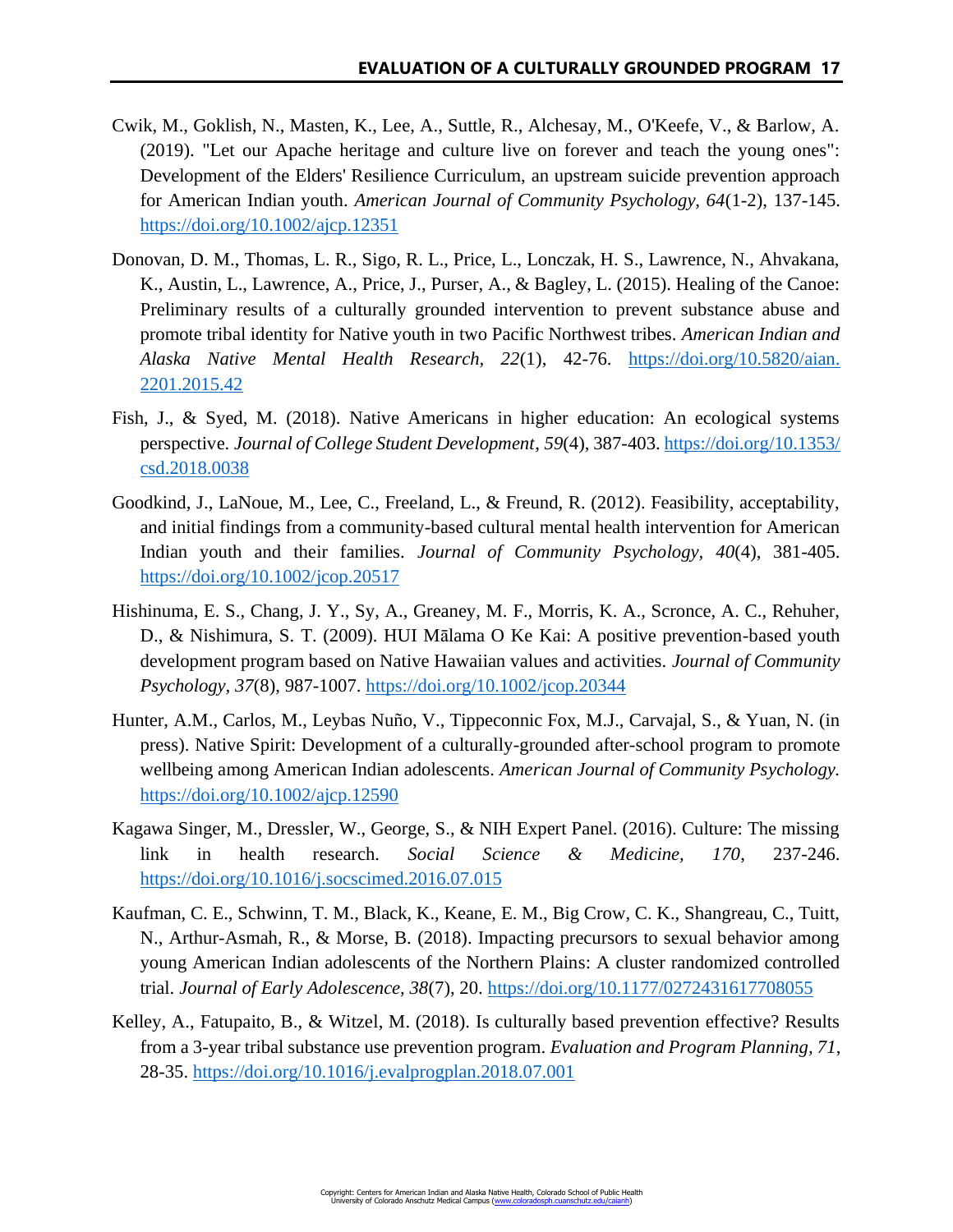Cwik, M., Goklish, N., Masten, K., Lee, A., Suttle, R., Alchesay, M., O'Keefe, V., & Barlow, A. (2019). "Let our Apache heritage and culture live on forever and teach the young ones": Development of the Elders' Resilience Curriculum, an upstream suicide prevention approach for American Indian youth. *American Journal of Community Psychology, 64*(1-2), 137-145. https://doi.org/10.1002/ajcp.12351

Donovan, D. M., Thomas, L. R., Sigo, R. L., Price, L., Lonczak, H. S., Lawrence, N., Ahvakana, K., Austin, L., Lawrence, A., Price, J., Purser, A., & Bagley, L. (2015). Healing of the Canoe: Preliminary results of a culturally grounded intervention to prevent substance abuse and promote tribal identity for Native youth in two Pacific Northwest tribes. *American Indian and Alaska Native Mental Health Research, 22*(1), 42-76. https://doi.org/10.5820/aian.2201.2015.42

Fish, J., & Syed, M. (2018). Native Americans in higher education: An ecological systems perspective. *Journal of College Student Development*, *59*(4), 387-403. https://doi.org/10.1353/csd.2018.0038

Goodkind, J., LaNoue, M., Lee, C., Freeland, L., & Freund, R. (2012). Feasibility, acceptability, and initial findings from a community-based cultural mental health intervention for American Indian youth and their families. *Journal of Community Psychology, 40*(4), 381-405. https://doi.org/10.1002/jcop.20517

Hishinuma, E. S., Chang, J. Y., Sy, A., Greaney, M. F., Morris, K. A., Scronce, A. C., Rehuher, D., & Nishimura, S. T. (2009). HUI Mālama O Ke Kai: A positive prevention-based youth development program based on Native Hawaiian values and activities. *Journal of Community Psychology*, *37*(8), 987-1007. https://doi.org/10.1002/jcop.20344

Hunter, A.M., Carlos, M., Leybas Nuño, V., Tippeconnic Fox, M.J., Carvajal, S., & Yuan, N. (in press). Native Spirit: Development of a culturally-grounded after-school program to promote wellbeing among American Indian adolescents. *American Journal of Community Psychology.* https://doi.org/10.1002/ajcp.12590

Kagawa Singer, M., Dressler, W., George, S., & NIH Expert Panel. (2016). Culture: The missing link in health research. *Social Science & Medicine, 170*, 237-246. https://doi.org/10.1016/j.socscimed.2016.07.015

Kaufman, C. E., Schwinn, T. M., Black, K., Keane, E. M., Big Crow, C. K., Shangreau, C., Tuitt, N., Arthur-Asmah, R., & Morse, B. (2018). Impacting precursors to sexual behavior among young American Indian adolescents of the Northern Plains: A cluster randomized controlled trial. *Journal of Early Adolescence*, *38*(7), 20. https://doi.org/10.1177/0272431617708055

Kelley, A., Fatupaito, B., & Witzel, M. (2018). Is culturally based prevention effective? Results from a 3-year tribal substance use prevention program. *Evaluation and Program Planning*, *71*, 28-35. https://doi.org/10.1016/j.evalprogplan.2018.07.001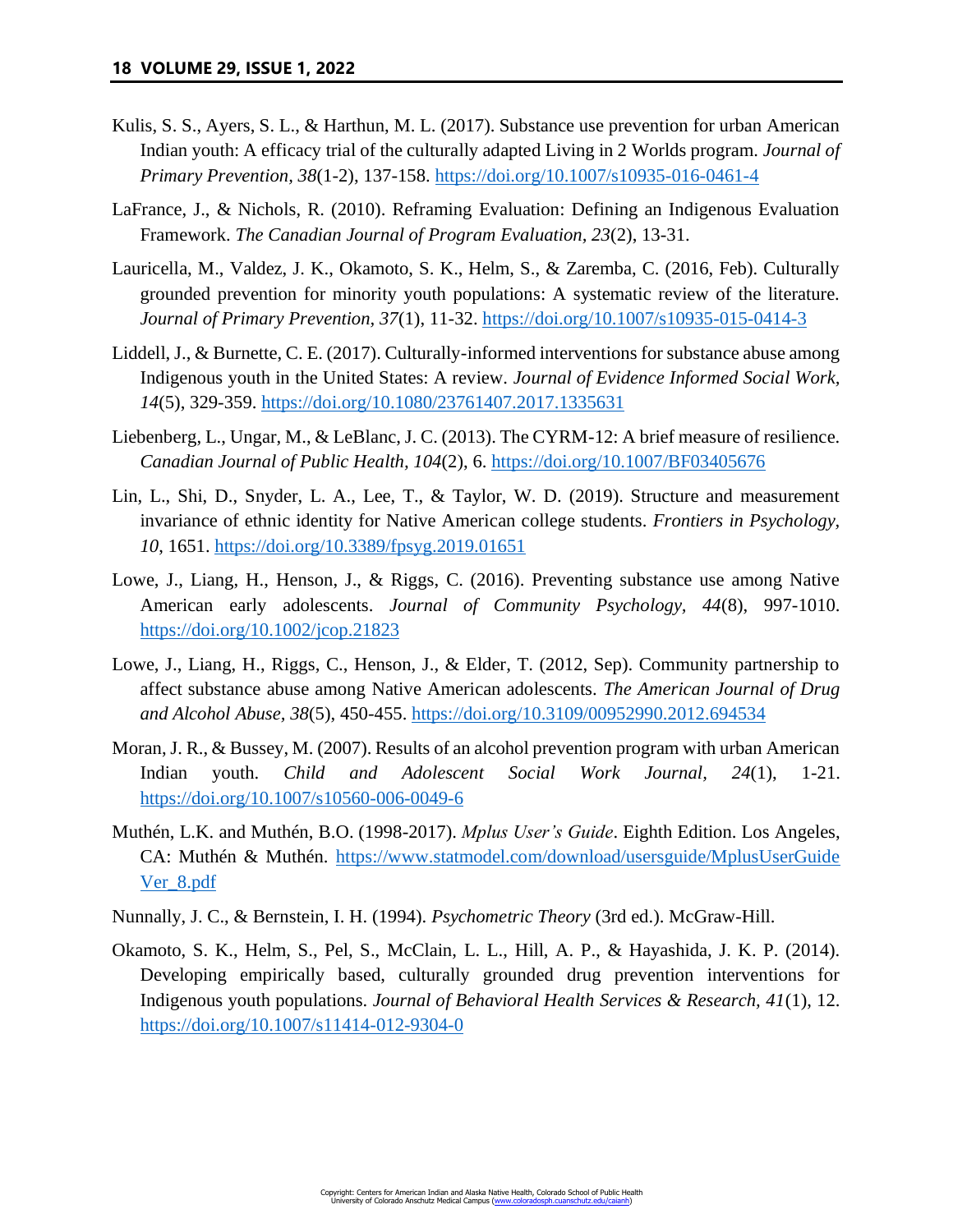Kulis, S. S., Ayers, S. L., & Harthun, M. L. (2017). Substance use prevention for urban American Indian youth: A efficacy trial of the culturally adapted Living in 2 Worlds program. *Journal of Primary Prevention*, *38*(1-2), 137-158. https://doi.org/10.1007/s10935-016-0461-4

LaFrance, J., & Nichols, R. (2010). Reframing Evaluation: Defining an Indigenous Evaluation Framework. *The Canadian Journal of Program Evaluation, 23*(2), 13-31.

Lauricella, M., Valdez, J. K., Okamoto, S. K., Helm, S., & Zaremba, C. (2016, Feb). Culturally grounded prevention for minority youth populations: A systematic review of the literature. *Journal of Primary Prevention*, *37*(1), 11-32. https://doi.org/10.1007/s10935-015-0414-3

Liddell, J., & Burnette, C. E. (2017). Culturally-informed interventions for substance abuse among Indigenous youth in the United States: A review. *Journal of Evidence Informed Social Work, 14*(5), 329-359. https://doi.org/10.1080/23761407.2017.1335631

Liebenberg, L., Ungar, M., & LeBlanc, J. C. (2013). The CYRM-12: A brief measure of resilience. *Canadian Journal of Public Health, 104*(2), 6. https://doi.org/10.1007/BF03405676

Lin, L., Shi, D., Snyder, L. A., Lee, T., & Taylor, W. D. (2019). Structure and measurement invariance of ethnic identity for Native American college students. *Frontiers in Psychology, 10,* 1651. https://doi.org/10.3389/fpsyg.2019.01651

Lowe, J., Liang, H., Henson, J., & Riggs, C. (2016). Preventing substance use among Native American early adolescents. *Journal of Community Psychology, 44*(8), 997-1010. https://doi.org/10.1002/jcop.21823

Lowe, J., Liang, H., Riggs, C., Henson, J., & Elder, T. (2012, Sep). Community partnership to affect substance abuse among Native American adolescents. *The American Journal of Drug and Alcohol Abuse, 38*(5), 450-455. https://doi.org/10.3109/00952990.2012.694534

Moran, J. R., & Bussey, M. (2007). Results of an alcohol prevention program with urban American Indian youth. *Child and Adolescent Social Work Journal, 24*(1), 1-21. https://doi.org/10.1007/s10560-006-0049-6

Muthén, L.K. and Muthén, B.O. (1998-2017). *Mplus User's Guide*. Eighth Edition. Los Angeles, CA: Muthén & Muthén. https://www.statmodel.com/download/usersguide/MplusUserGuideVer_8.pdf

Nunnally, J. C., & Bernstein, I. H. (1994). *Psychometric Theory* (3rd ed.). McGraw-Hill.

Okamoto, S. K., Helm, S., Pel, S., McClain, L. L., Hill, A. P., & Hayashida, J. K. P. (2014). Developing empirically based, culturally grounded drug prevention interventions for Indigenous youth populations. *Journal of Behavioral Health Services & Research*, *41*(1), 12. https://doi.org/10.1007/s11414-012-9304-0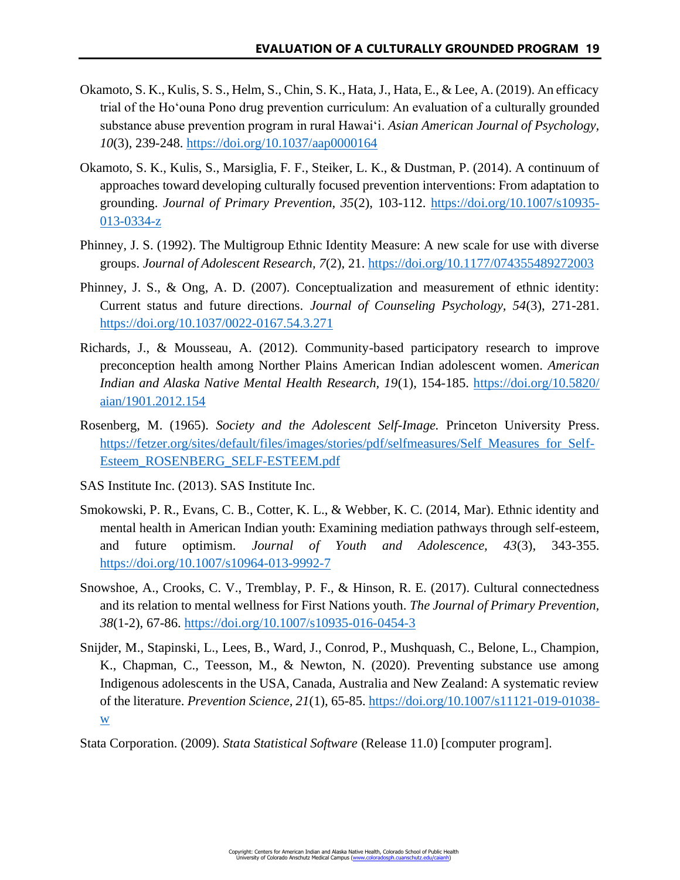Okamoto, S. K., Kulis, S. S., Helm, S., Chin, S. K., Hata, J., Hata, E., & Lee, A. (2019). An efficacy trial of the Hoʻouna Pono drug prevention curriculum: An evaluation of a culturally grounded substance abuse prevention program in rural Hawaiʻi. *Asian American Journal of Psychology, 10*(3), 239-248. https://doi.org/10.1037/aap0000164

Okamoto, S. K., Kulis, S., Marsiglia, F. F., Steiker, L. K., & Dustman, P. (2014). A continuum of approaches toward developing culturally focused prevention interventions: From adaptation to grounding. *Journal of Primary Prevention, 35*(2), 103-112. https://doi.org/10.1007/s10935-013-0334-z

Phinney, J. S. (1992). The Multigroup Ethnic Identity Measure: A new scale for use with diverse groups. *Journal of Adolescent Research, 7*(2), 21. https://doi.org/10.1177/074355489272003

Phinney, J. S., & Ong, A. D. (2007). Conceptualization and measurement of ethnic identity: Current status and future directions. *Journal of Counseling Psychology, 54*(3), 271-281. https://doi.org/10.1037/0022-0167.54.3.271

Richards, J., & Mousseau, A. (2012). Community-based participatory research to improve preconception health among Norther Plains American Indian adolescent women. *American Indian and Alaska Native Mental Health Research, 19*(1), 154-185. https://doi.org/10.5820/aian/1901.2012.154

Rosenberg, M. (1965). *Society and the Adolescent Self-Image.* Princeton University Press. https://fetzer.org/sites/default/files/images/stories/pdf/selfmeasures/Self_Measures_for_Self-Esteem_ROSENBERG_SELF-ESTEEM.pdf

SAS Institute Inc. (2013). SAS Institute Inc.

Smokowski, P. R., Evans, C. B., Cotter, K. L., & Webber, K. C. (2014, Mar). Ethnic identity and mental health in American Indian youth: Examining mediation pathways through self-esteem, and future optimism. *Journal of Youth and Adolescence, 43*(3), 343-355. https://doi.org/10.1007/s10964-013-9992-7

Snowshoe, A., Crooks, C. V., Tremblay, P. F., & Hinson, R. E. (2017). Cultural connectedness and its relation to mental wellness for First Nations youth. *The Journal of Primary Prevention, 38*(1-2), 67-86. https://doi.org/10.1007/s10935-016-0454-3

Snijder, M., Stapinski, L., Lees, B., Ward, J., Conrod, P., Mushquash, C., Belone, L., Champion, K., Chapman, C., Teesson, M., & Newton, N. (2020). Preventing substance use among Indigenous adolescents in the USA, Canada, Australia and New Zealand: A systematic review of the literature. *Prevention Science, 21*(1), 65-85. https://doi.org/10.1007/s11121-019-01038-w

Stata Corporation. (2009). *Stata Statistical Software* (Release 11.0) [computer program].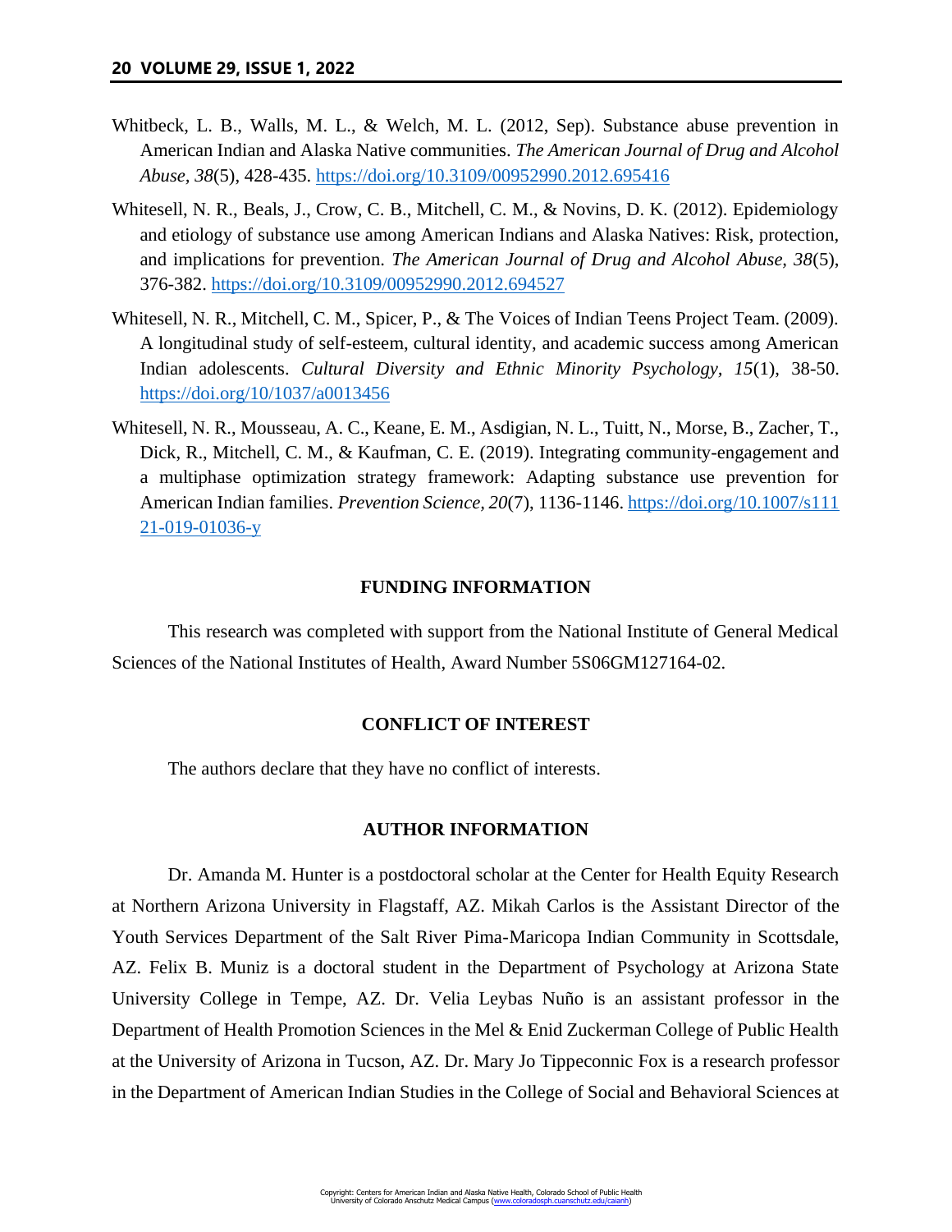Whitbeck, L. B., Walls, M. L., & Welch, M. L. (2012, Sep). Substance abuse prevention in American Indian and Alaska Native communities. *The American Journal of Drug and Alcohol Abuse*, *38*(5), 428-435. https://doi.org/10.3109/00952990.2012.695416

Whitesell, N. R., Beals, J., Crow, C. B., Mitchell, C. M., & Novins, D. K. (2012). Epidemiology and etiology of substance use among American Indians and Alaska Natives: Risk, protection, and implications for prevention. *The American Journal of Drug and Alcohol Abuse, 38*(5), 376-382. https://doi.org/10.3109/00952990.2012.694527

Whitesell, N. R., Mitchell, C. M., Spicer, P., & The Voices of Indian Teens Project Team. (2009). A longitudinal study of self-esteem, cultural identity, and academic success among American Indian adolescents. *Cultural Diversity and Ethnic Minority Psychology, 15*(1), 38-50. https://doi.org/10/1037/a0013456

Whitesell, N. R., Mousseau, A. C., Keane, E. M., Asdigian, N. L., Tuitt, N., Morse, B., Zacher, T., Dick, R., Mitchell, C. M., & Kaufman, C. E. (2019). Integrating community-engagement and a multiphase optimization strategy framework: Adapting substance use prevention for American Indian families. *Prevention Science, 20*(7), 1136-1146. https://doi.org/10.1007/s11121-019-01036-y

## FUNDING INFORMATION

This research was completed with support from the National Institute of General Medical Sciences of the National Institutes of Health, Award Number 5S06GM127164-02.

## CONFLICT OF INTEREST

The authors declare that they have no conflict of interests.

## AUTHOR INFORMATION

Dr. Amanda M. Hunter is a postdoctoral scholar at the Center for Health Equity Research at Northern Arizona University in Flagstaff, AZ. Mikah Carlos is the Assistant Director of the Youth Services Department of the Salt River Pima-Maricopa Indian Community in Scottsdale, AZ. Felix B. Muniz is a doctoral student in the Department of Psychology at Arizona State University College in Tempe, AZ. Dr. Velia Leybas Nuño is an assistant professor in the Department of Health Promotion Sciences in the Mel & Enid Zuckerman College of Public Health at the University of Arizona in Tucson, AZ. Dr. Mary Jo Tippeconnic Fox is a research professor in the Department of American Indian Studies in the College of Social and Behavioral Sciences at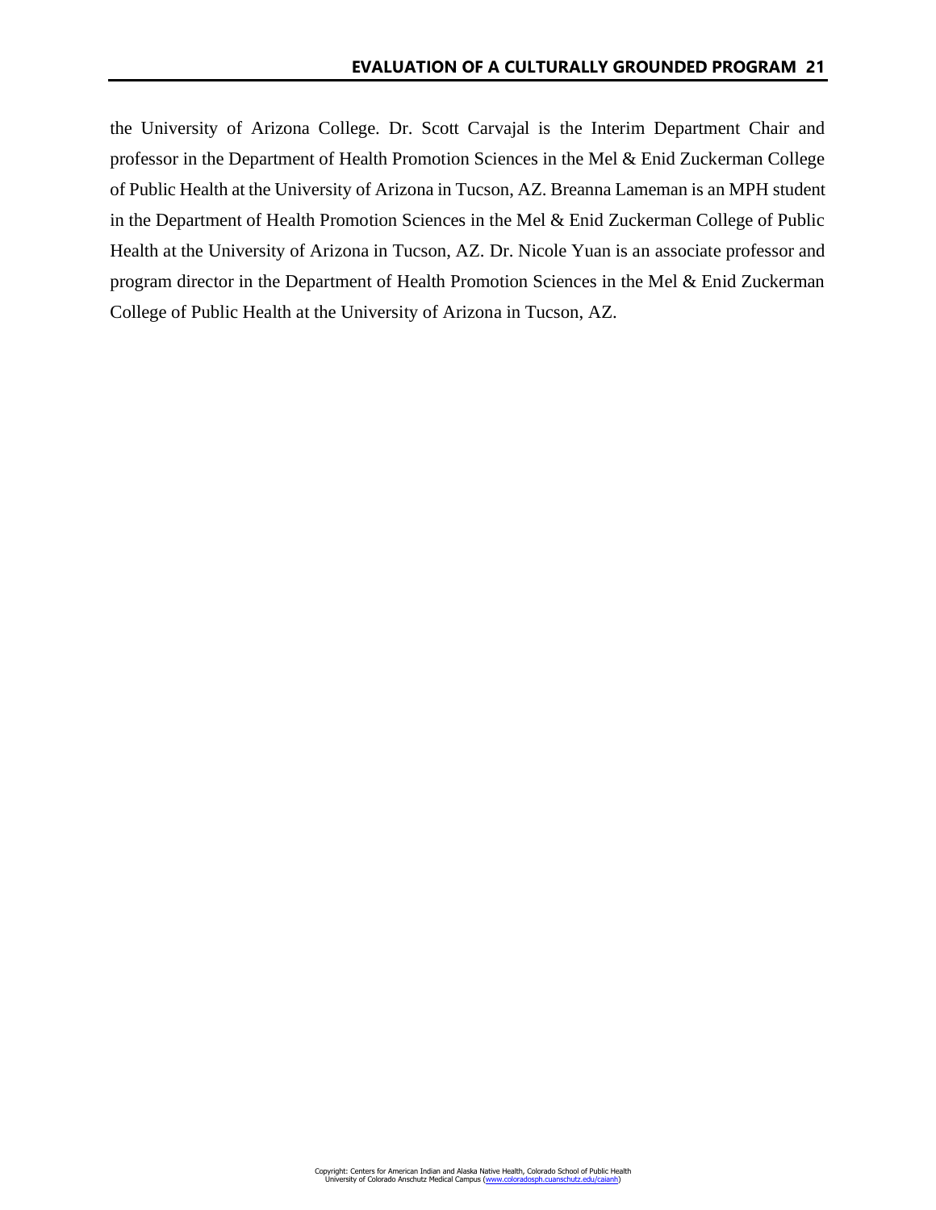the University of Arizona College. Dr. Scott Carvajal is the Interim Department Chair and professor in the Department of Health Promotion Sciences in the Mel & Enid Zuckerman College of Public Health at the University of Arizona in Tucson, AZ. Breanna Lameman is an MPH student in the Department of Health Promotion Sciences in the Mel & Enid Zuckerman College of Public Health at the University of Arizona in Tucson, AZ. Dr. Nicole Yuan is an associate professor and program director in the Department of Health Promotion Sciences in the Mel & Enid Zuckerman College of Public Health at the University of Arizona in Tucson, AZ.